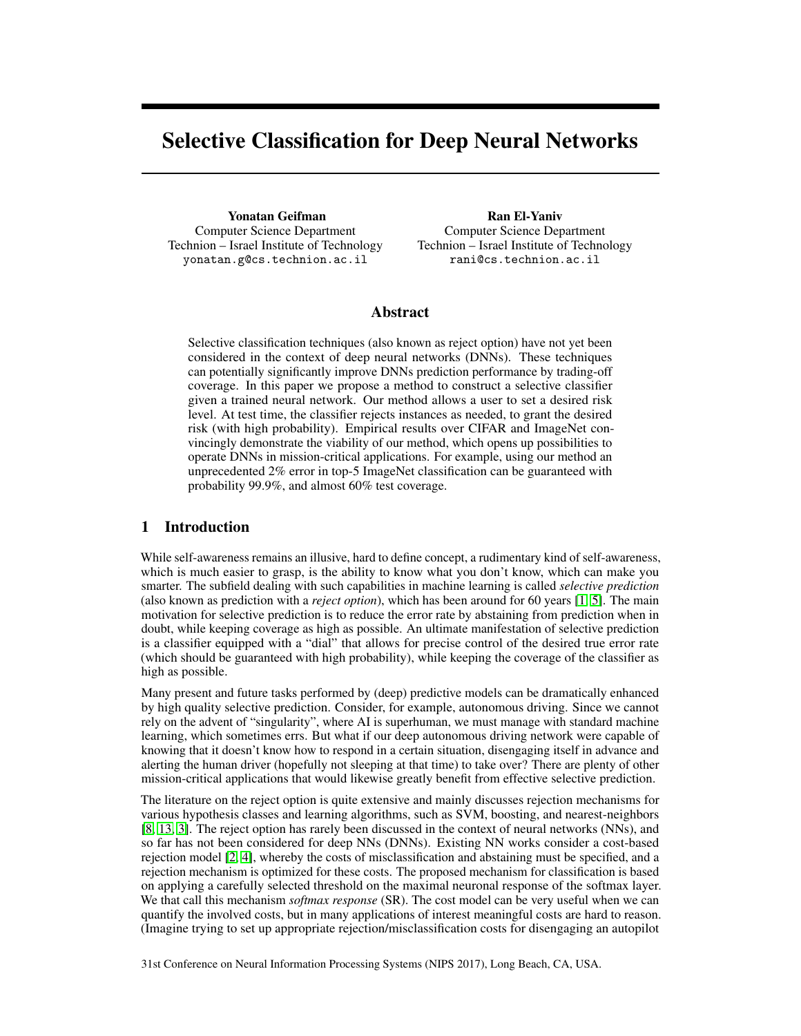# Selective Classification for Deep Neural Networks

**Yonatan Geifman**
Computer Science Department
Technion – Israel Institute of Technology
yonatan.g@cs.technion.ac.il

**Ran El-Yaniv**
Computer Science Department
Technion – Israel Institute of Technology
rani@cs.technion.ac.il

## Abstract

Selective classification techniques (also known as reject option) have not yet been considered in the context of deep neural networks (DNNs). These techniques can potentially significantly improve DNNs prediction performance by trading-off coverage. In this paper we propose a method to construct a selective classifier given a trained neural network. Our method allows a user to set a desired risk level. At test time, the classifier rejects instances as needed, to grant the desired risk (with high probability). Empirical results over CIFAR and ImageNet convincingly demonstrate the viability of our method, which opens up possibilities to operate DNNs in mission-critical applications. For example, using our method an unprecedented 2% error in top-5 ImageNet classification can be guaranteed with probability 99.9%, and almost 60% test coverage.

## 1 Introduction

While self-awareness remains an illusive, hard to define concept, a rudimentary kind of self-awareness, which is much easier to grasp, is the ability to know what you don't know, which can make you smarter. The subfield dealing with such capabilities in machine learning is called *selective prediction* (also known as prediction with a *reject option*), which has been around for 60 years [1, 5]. The main motivation for selective prediction is to reduce the error rate by abstaining from prediction when in doubt, while keeping coverage as high as possible. An ultimate manifestation of selective prediction is a classifier equipped with a "dial" that allows for precise control of the desired true error rate (which should be guaranteed with high probability), while keeping the coverage of the classifier as high as possible.

Many present and future tasks performed by (deep) predictive models can be dramatically enhanced by high quality selective prediction. Consider, for example, autonomous driving. Since we cannot rely on the advent of "singularity", where AI is superhuman, we must manage with standard machine learning, which sometimes errs. But what if our deep autonomous driving network were capable of knowing that it doesn't know how to respond in a certain situation, disengaging itself in advance and alerting the human driver (hopefully not sleeping at that time) to take over? There are plenty of other mission-critical applications that would likewise greatly benefit from effective selective prediction.

The literature on the reject option is quite extensive and mainly discusses rejection mechanisms for various hypothesis classes and learning algorithms, such as SVM, boosting, and nearest-neighbors [8, 13, 3]. The reject option has rarely been discussed in the context of neural networks (NNs), and so far has not been considered for deep NNs (DNNs). Existing NN works consider a cost-based rejection model [2, 4], whereby the costs of misclassification and abstaining must be specified, and a rejection mechanism is optimized for these costs. The proposed mechanism for classification is based on applying a carefully selected threshold on the maximal neuronal response of the softmax layer. We that call this mechanism *softmax response* (SR). The cost model can be very useful when we can quantify the involved costs, but in many applications of interest meaningful costs are hard to reason. (Imagine trying to set up appropriate rejection/misclassification costs for disengaging an autopilot

31st Conference on Neural Information Processing Systems (NIPS 2017), Long Beach, CA, USA.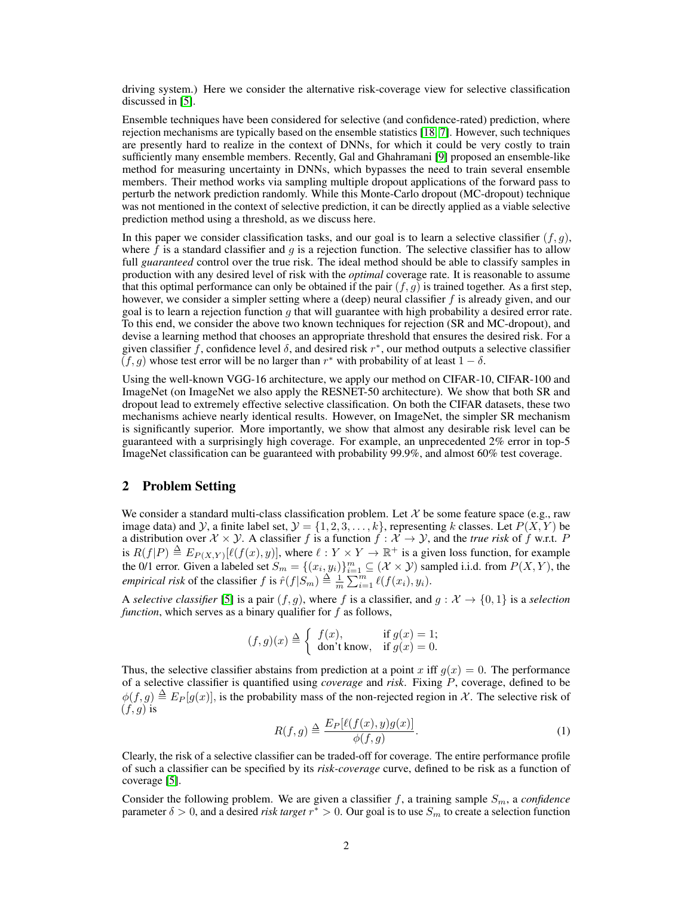driving system.) Here we consider the alternative risk-coverage view for selective classification discussed in [5].

Ensemble techniques have been considered for selective (and confidence-rated) prediction, where rejection mechanisms are typically based on the ensemble statistics [18, 7]. However, such techniques are presently hard to realize in the context of DNNs, for which it could be very costly to train sufficiently many ensemble members. Recently, Gal and Ghahramani [9] proposed an ensemble-like method for measuring uncertainty in DNNs, which bypasses the need to train several ensemble members. Their method works via sampling multiple dropout applications of the forward pass to perturb the network prediction randomly. While this Monte-Carlo dropout (MC-dropout) technique was not mentioned in the context of selective prediction, it can be directly applied as a viable selective prediction method using a threshold, as we discuss here.

In this paper we consider classification tasks, and our goal is to learn a selective classifier $(f, g)$, where $f$ is a standard classifier and $g$ is a rejection function. The selective classifier has to allow full *guaranteed* control over the true risk. The ideal method should be able to classify samples in production with any desired level of risk with the *optimal* coverage rate. It is reasonable to assume that this optimal performance can only be obtained if the pair $(f, g)$ is trained together. As a first step, however, we consider a simpler setting where a (deep) neural classifier $f$ is already given, and our goal is to learn a rejection function $g$ that will guarantee with high probability a desired error rate. To this end, we consider the above two known techniques for rejection (SR and MC-dropout), and devise a learning method that chooses an appropriate threshold that ensures the desired risk. For a given classifier $f$, confidence level $\delta$, and desired risk $r^*$, our method outputs a selective classifier $(f, g)$ whose test error will be no larger than $r^*$ with probability of at least $1 - \delta$.

Using the well-known VGG-16 architecture, we apply our method on CIFAR-10, CIFAR-100 and ImageNet (on ImageNet we also apply the RESNET-50 architecture). We show that both SR and dropout lead to extremely effective selective classification. On both the CIFAR datasets, these two mechanisms achieve nearly identical results. However, on ImageNet, the simpler SR mechanism is significantly superior. More importantly, we show that almost any desirable risk level can be guaranteed with a surprisingly high coverage. For example, an unprecedented 2% error in top-5 ImageNet classification can be guaranteed with probability 99.9%, and almost 60% test coverage.

## 2 Problem Setting

We consider a standard multi-class classification problem. Let $\mathcal{X}$ be some feature space (e.g., raw image data) and $\mathcal{Y}$, a finite label set, $\mathcal{Y} = \{1, 2, 3, \ldots, k\}$, representing $k$ classes. Let $P(X, Y)$ be a distribution over $\mathcal{X} \times \mathcal{Y}$. A classifier $f$ is a function $f : \mathcal{X} \to \mathcal{Y}$, and the *true risk* of $f$ w.r.t. $P$ is $R(f|P) \triangleq E_{P(X,Y)}[\ell(f(x), y)]$, where $\ell : Y \times Y \to \mathbb{R}^+$ is a given loss function, for example the 0/1 error. Given a labeled set $S_m = \{(x_i, y_i)\}_{i=1}^m \subseteq (\mathcal{X} \times \mathcal{Y})$ sampled i.i.d. from $P(X, Y)$, the *empirical risk* of the classifier $f$ is $\hat{r}(f|S_m) \triangleq \frac{1}{m} \sum_{i=1}^m \ell(f(x_i), y_i)$.

A *selective classifier* [5] is a pair $(f, g)$, where $f$ is a classifier, and $g : \mathcal{X} \to \{0, 1\}$ is a *selection function*, which serves as a binary qualifier for $f$ as follows,

$$(f, g)(x) \triangleq \begin{cases} f(x), & \text{if } g(x) = 1; \\ \text{don't know}, & \text{if } g(x) = 0. \end{cases}$$

Thus, the selective classifier abstains from prediction at a point $x$ iff $g(x) = 0$. The performance of a selective classifier is quantified using *coverage* and *risk*. Fixing $P$, coverage, defined to be $\phi(f, g) \triangleq E_P[g(x)]$, is the probability mass of the non-rejected region in $\mathcal{X}$. The selective risk of $(f, g)$ is

$$R(f, g) \triangleq \frac{E_P[\ell(f(x), y)g(x)]}{\phi(f, g)}. \tag{1}$$

Clearly, the risk of a selective classifier can be traded-off for coverage. The entire performance profile of such a classifier can be specified by its *risk-coverage* curve, defined to be risk as a function of coverage [5].

Consider the following problem. We are given a classifier $f$, a training sample $S_m$, a *confidence* parameter $\delta > 0$, and a desired *risk target* $r^* > 0$. Our goal is to use $S_m$ to create a selection function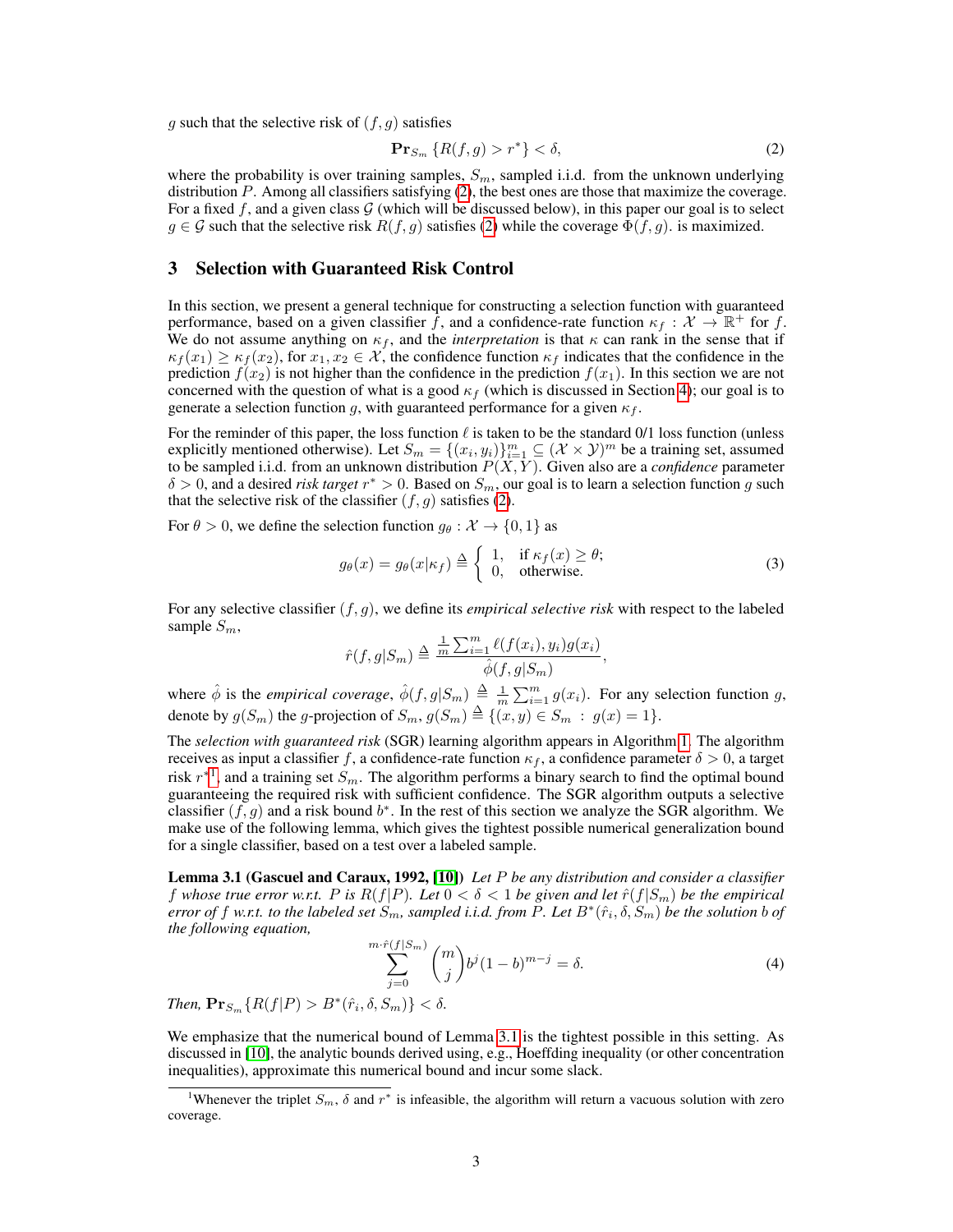$g$ such that the selective risk of $(f, g)$ satisfies

$$\mathbf{Pr}_{S_m} \{R(f,g) > r^*\} < \delta, \tag{2}$$

where the probability is over training samples, $S_m$, sampled i.i.d. from the unknown underlying distribution $P$. Among all classifiers satisfying (2), the best ones are those that maximize the coverage. For a fixed $f$, and a given class $\mathcal{G}$ (which will be discussed below), in this paper our goal is to select $g \in \mathcal{G}$ such that the selective risk $R(f, g)$ satisfies (2) while the coverage $\Phi(f, g)$. is maximized.

## 3 Selection with Guaranteed Risk Control

In this section, we present a general technique for constructing a selection function with guaranteed performance, based on a given classifier $f$, and a confidence-rate function $\kappa_f : \mathcal{X} \to \mathbb{R}^+$ for $f$. We do not assume anything on $\kappa_f$, and the *interpretation* is that $\kappa$ can rank in the sense that if $\kappa_f(x_1) \geq \kappa_f(x_2)$, for $x_1, x_2 \in \mathcal{X}$, the confidence function $\kappa_f$ indicates that the confidence in the prediction $f(x_2)$ is not higher than the confidence in the prediction $f(x_1)$. In this section we are not concerned with the question of what is a good $\kappa_f$ (which is discussed in Section 4); our goal is to generate a selection function $g$, with guaranteed performance for a given $\kappa_f$.

For the reminder of this paper, the loss function $\ell$ is taken to be the standard 0/1 loss function (unless explicitly mentioned otherwise). Let $S_m = \{(x_i, y_i)\}_{i=1}^m \subseteq (\mathcal{X} \times \mathcal{Y})^m$ be a training set, assumed to be sampled i.i.d. from an unknown distribution $P(X, Y)$. Given also are a *confidence* parameter $\delta > 0$, and a desired *risk target* $r^* > 0$. Based on $S_m$, our goal is to learn a selection function $g$ such that the selective risk of the classifier $(f, g)$ satisfies (2).

For $\theta > 0$, we define the selection function $g_\theta : \mathcal{X} \to \{0, 1\}$ as

$$g_\theta(x) = g_\theta(x|\kappa_f) \triangleq \begin{cases} 1, & \text{if } \kappa_f(x) \geq \theta; \\ 0, & \text{otherwise.} \end{cases} \tag{3}$$

For any selective classifier $(f, g)$, we define its *empirical selective risk* with respect to the labeled sample $S_m$,

$$\hat{r}(f, g|S_m) \triangleq \frac{\frac{1}{m}\sum_{i=1}^m \ell(f(x_i), y_i) g(x_i)}{\hat{\phi}(f, g|S_m)},$$

where $\hat{\phi}$ is the *empirical coverage*, $\hat{\phi}(f, g|S_m) \triangleq \frac{1}{m}\sum_{i=1}^m g(x_i)$. For any selection function $g$, denote by $g(S_m)$ the $g$-projection of $S_m$, $g(S_m) \triangleq \{(x, y) \in S_m \ : \ g(x) = 1\}$.

The *selection with guaranteed risk* (SGR) learning algorithm appears in Algorithm 1. The algorithm receives as input a classifier $f$, a confidence-rate function $\kappa_f$, a confidence parameter $\delta > 0$, a target risk $r^*$[1], and a training set $S_m$. The algorithm performs a binary search to find the optimal bound guaranteeing the required risk with sufficient confidence. The SGR algorithm outputs a selective classifier $(f, g)$ and a risk bound $b^*$. In the rest of this section we analyze the SGR algorithm. We make use of the following lemma, which gives the tightest possible numerical generalization bound for a single classifier, based on a test over a labeled sample.

**Lemma 3.1 (Gascuel and Caraux, 1992, [10])** *Let $P$ be any distribution and consider a classifier $f$ whose true error w.r.t. $P$ is $R(f|P)$. Let $0 < \delta < 1$ be given and let $\hat{r}(f|S_m)$ be the empirical error of $f$ w.r.t. to the labeled set $S_m$, sampled i.i.d. from $P$. Let $B^*(\hat{r}_i, \delta, S_m)$ be the solution $b$ of the following equation,*

$$\sum_{j=0}^{m \cdot \hat{r}(f|S_m)} \binom{m}{j} b^j (1 - b)^{m-j} = \delta. \tag{4}$$

*Then, $\mathbf{Pr}_{S_m}\{R(f|P) > B^*(\hat{r}_i, \delta, S_m)\} < \delta$.*

We emphasize that the numerical bound of Lemma 3.1 is the tightest possible in this setting. As discussed in [10], the analytic bounds derived using, e.g., Hoeffding inequality (or other concentration inequalities), approximate this numerical bound and incur some slack.

[1] Whenever the triplet $S_m$, $\delta$ and $r^*$ is infeasible, the algorithm will return a vacuous solution with zero coverage.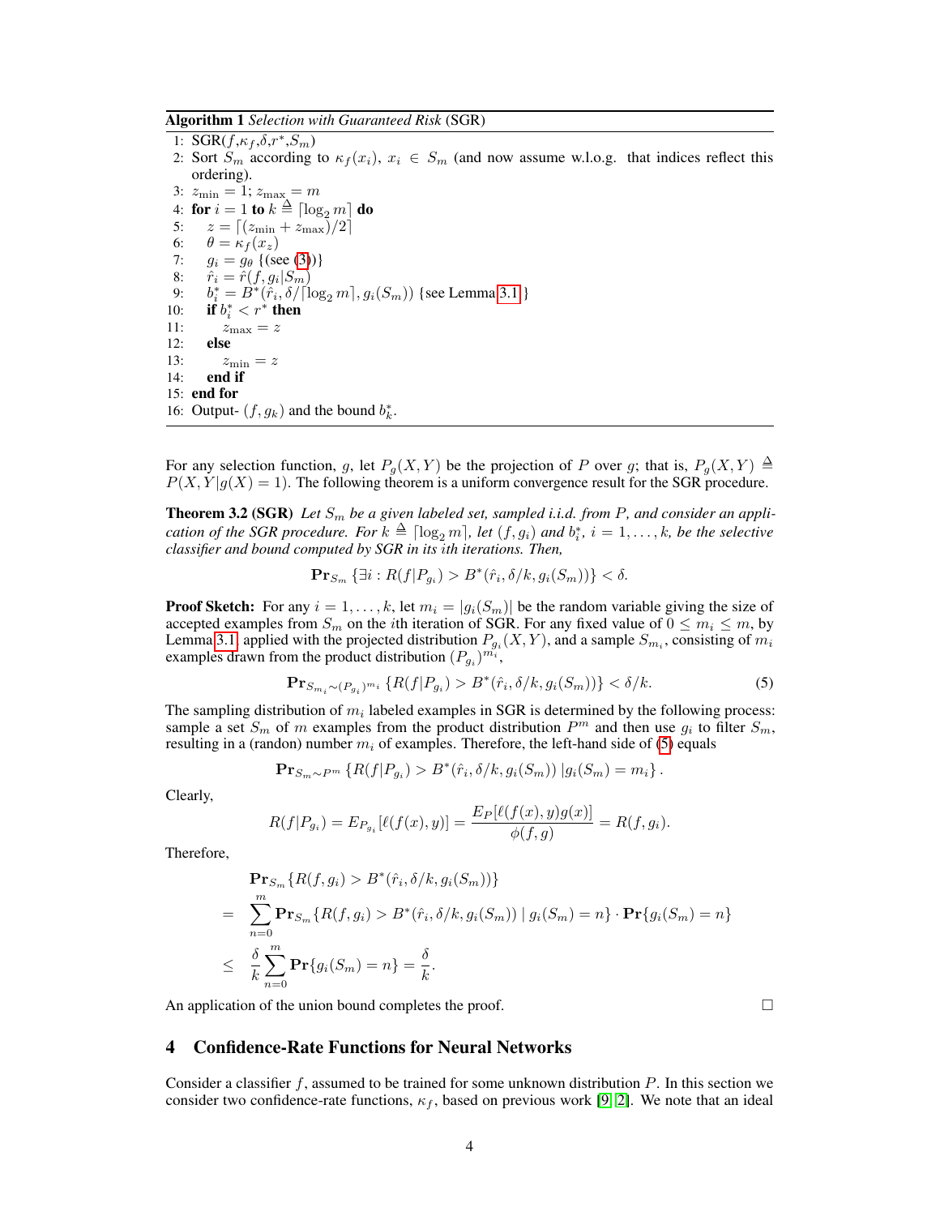**Algorithm 1** *Selection with Guaranteed Risk* (SGR)

```
1: SGR(f,κ_f,δ,r*,S_m)
2: Sort S_m according to κ_f(x_i), x_i ∈ S_m (and now assume w.l.o.g. that indices reflect this ordering).
3: z_min = 1; z_max = m
4: for i = 1 to k ≜ ⌈log_2 m⌉ do
5:     z = ⌈(z_min + z_max)/2⌉
6:     θ = κ_f(x_z)
7:     g_i = g_θ {(see (3))}
8:     r̂_i = r̂(f, g_i|S_m)
9:     b*_i = B*(r̂_i, δ/⌈log_2 m⌉, g_i(S_m)) {see Lemma 3.1}
10:    if b*_i < r* then
11:        z_max = z
12:    else
13:        z_min = z
14:    end if
15: end for
16: Output- (f, g_k) and the bound b*_k.
```

For any selection function, $g$, let $P_g(X,Y)$ be the projection of $P$ over $g$; that is, $P_g(X,Y) \triangleq P(X,Y|g(X)=1)$. The following theorem is a uniform convergence result for the SGR procedure.

**Theorem 3.2 (SGR)** *Let $S_m$ be a given labeled set, sampled i.i.d. from $P$, and consider an application of the SGR procedure. For $k \triangleq \lceil \log_2 m \rceil$, let $(f, g_i)$ and $b_i^*$, $i = 1, \ldots, k$, be the selective classifier and bound computed by SGR in its ith iterations. Then,*

$$\mathbf{Pr}_{S_m}\left\{\exists i : R(f|P_{g_i}) > B^*(\hat{r}_i, \delta/k, g_i(S_m))\right\} < \delta.$$

**Proof Sketch:** For any $i = 1, \ldots, k$, let $m_i = |g_i(S_m)|$ be the random variable giving the size of accepted examples from $S_m$ on the $i$th iteration of SGR. For any fixed value of $0 \le m_i \le m$, by Lemma 3.1, applied with the projected distribution $P_{g_i}(X,Y)$, and a sample $S_{m_i}$, consisting of $m_i$ examples drawn from the product distribution $(P_{g_i})^{m_i}$,

$$\mathbf{Pr}_{S_{m_i} \sim (P_{g_i})^{m_i}}\left\{R(f|P_{g_i}) > B^*(\hat{r}_i, \delta/k, g_i(S_m))\right\} < \delta/k. \tag{5}$$

The sampling distribution of $m_i$ labeled examples in SGR is determined by the following process: sample a set $S_m$ of $m$ examples from the product distribution $P^m$ and then use $g_i$ to filter $S_m$, resulting in a (randon) number $m_i$ of examples. Therefore, the left-hand side of (5) equals

$$\mathbf{Pr}_{S_m \sim P^m}\left\{R(f|P_{g_i}) > B^*(\hat{r}_i, \delta/k, g_i(S_m)) \,|g_i(S_m) = m_i\right\}.$$

Clearly,

$$R(f|P_{g_i}) = E_{P_{g_i}}[\ell(f(x), y)] = \frac{E_P[\ell(f(x), y)g(x)]}{\phi(f, g)} = R(f, g_i).$$

Therefore,

$$\begin{aligned}
&\mathbf{Pr}_{S_m}\{R(f, g_i) > B^*(\hat{r}_i, \delta/k, g_i(S_m))\} \\
=\; & \sum_{n=0}^{m} \mathbf{Pr}_{S_m}\{R(f, g_i) > B^*(\hat{r}_i, \delta/k, g_i(S_m)) \mid g_i(S_m) = n\} \cdot \mathbf{Pr}\{g_i(S_m) = n\} \\
\le\; & \frac{\delta}{k} \sum_{n=0}^{m} \mathbf{Pr}\{g_i(S_m) = n\} = \frac{\delta}{k}.
\end{aligned}$$

An application of the union bound completes the proof. □

## 4 Confidence-Rate Functions for Neural Networks

Consider a classifier $f$, assumed to be trained for some unknown distribution $P$. In this section we consider two confidence-rate functions, $\kappa_f$, based on previous work [9, 2]. We note that an ideal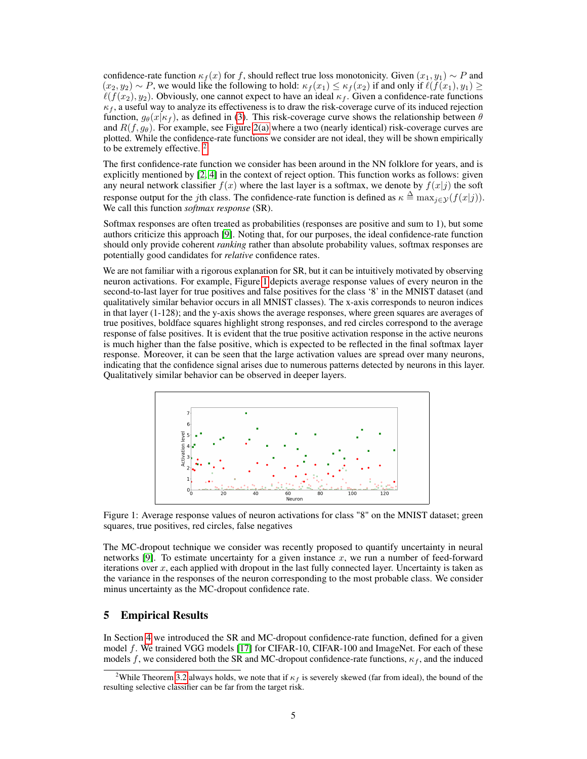confidence-rate function $\kappa_f(x)$ for $f$, should reflect true loss monotonicity. Given $(x_1, y_1) \sim P$ and $(x_2, y_2) \sim P$, we would like the following to hold: $\kappa_f(x_1) \leq \kappa_f(x_2)$ if and only if $\ell(f(x_1), y_1) \geq \ell(f(x_2), y_2)$. Obviously, one cannot expect to have an ideal $\kappa_f$. Given a confidence-rate functions $\kappa_f$, a useful way to analyze its effectiveness is to draw the risk-coverage curve of its induced rejection function, $g_\theta(x|\kappa_f)$, as defined in (3). This risk-coverage curve shows the relationship between $\theta$ and $R(f, g_\theta)$. For example, see Figure 2(a) where a two (nearly identical) risk-coverage curves are plotted. While the confidence-rate functions we consider are not ideal, they will be shown empirically to be extremely effective. [2]

The first confidence-rate function we consider has been around in the NN folklore for years, and is explicitly mentioned by [2, 4] in the context of reject option. This function works as follows: given any neural network classifier $f(x)$ where the last layer is a softmax, we denote by $f(x|j)$ the soft response output for the $j$th class. The confidence-rate function is defined as $\kappa \triangleq \max_{j \in \mathcal{Y}}(f(x|j))$. We call this function *softmax response* (SR).

Softmax responses are often treated as probabilities (responses are positive and sum to 1), but some authors criticize this approach [9]. Noting that, for our purposes, the ideal confidence-rate function should only provide coherent *ranking* rather than absolute probability values, softmax responses are potentially good candidates for *relative* confidence rates.

We are not familiar with a rigorous explanation for SR, but it can be intuitively motivated by observing neuron activations. For example, Figure 1 depicts average response values of every neuron in the second-to-last layer for true positives and false positives for the class '8' in the MNIST dataset (and qualitatively similar behavior occurs in all MNIST classes). The x-axis corresponds to neuron indices in that layer (1-128); and the y-axis shows the average responses, where green squares are averages of true positives, boldface squares highlight strong responses, and red circles correspond to the average response of false positives. It is evident that the true positive activation response in the active neurons is much higher than the false positive, which is expected to be reflected in the final softmax layer response. Moreover, it can be seen that the large activation values are spread over many neurons, indicating that the confidence signal arises due to numerous patterns detected by neurons in this layer. Qualitatively similar behavior can be observed in deeper layers.

Figure 1: Average response values of neuron activations for class "8" on the MNIST dataset; green squares, true positives, red circles, false negatives

The MC-dropout technique we consider was recently proposed to quantify uncertainty in neural networks [9]. To estimate uncertainty for a given instance $x$, we run a number of feed-forward iterations over $x$, each applied with dropout in the last fully connected layer. Uncertainty is taken as the variance in the responses of the neuron corresponding to the most probable class. We consider minus uncertainty as the MC-dropout confidence rate.

## 5 Empirical Results

In Section 4 we introduced the SR and MC-dropout confidence-rate function, defined for a given model $f$. We trained VGG models [17] for CIFAR-10, CIFAR-100 and ImageNet. For each of these models $f$, we considered both the SR and MC-dropout confidence-rate functions, $\kappa_f$, and the induced

[2] While Theorem 3.2 always holds, we note that if $\kappa_f$ is severely skewed (far from ideal), the bound of the resulting selective classifier can be far from the target risk.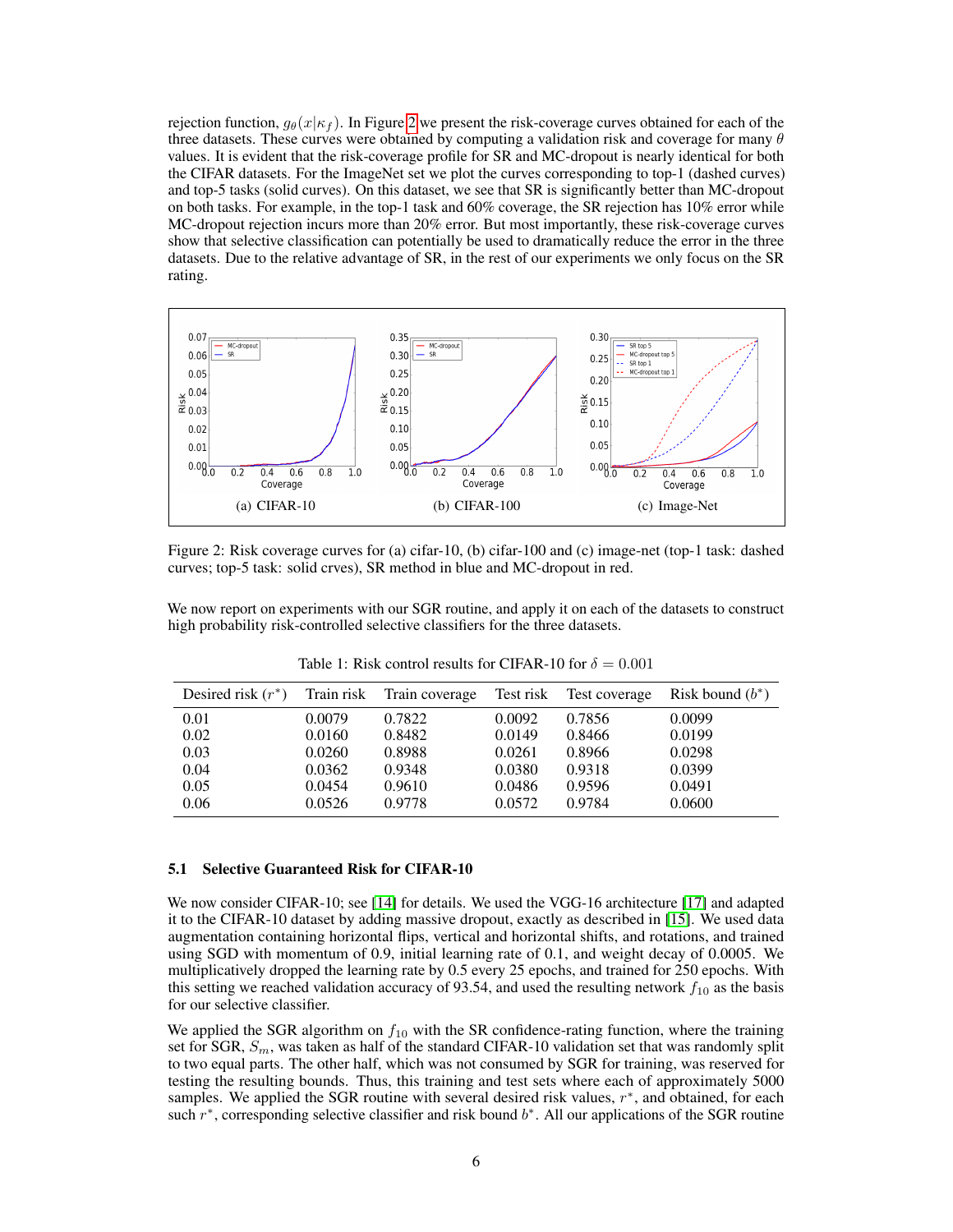rejection function, $g_\theta(x|\kappa_f)$. In Figure 2 we present the risk-coverage curves obtained for each of the three datasets. These curves were obtained by computing a validation risk and coverage for many $\theta$ values. It is evident that the risk-coverage profile for SR and MC-dropout is nearly identical for both the CIFAR datasets. For the ImageNet set we plot the curves corresponding to top-1 (dashed curves) and top-5 tasks (solid curves). On this dataset, we see that SR is significantly better than MC-dropout on both tasks. For example, in the top-1 task and 60% coverage, the SR has 10% error while MC-dropout rejection incurs more than 20% error. But most importantly, these risk-coverage curves show that selective classification can potentially be used to dramatically reduce the error in the three datasets. Due to the relative advantage of SR, in the rest of our experiments we only focus on the SR rating.

(a) CIFAR-10 (b) CIFAR-100 (c) Image-Net

Figure 2: Risk coverage curves for (a) cifar-10, (b) cifar-100 and (c) image-net (top-1 task: dashed curves; top-5 task: solid crves), SR method in blue and MC-dropout in red.

We now report on experiments with our SGR routine, and apply it on each of the datasets to construct high probability risk-controlled selective classifiers for the three datasets.

Table 1: Risk control results for CIFAR-10 for $\delta = 0.001$

| Desired risk ($r^*$) | Train risk | Train coverage | Test risk | Test coverage | Risk bound ($b^*$) |
|---|---|---|---|---|---|
| 0.01 | 0.0079 | 0.7822 | 0.0092 | 0.7856 | 0.0099 |
| 0.02 | 0.0160 | 0.8482 | 0.0149 | 0.8466 | 0.0199 |
| 0.03 | 0.0260 | 0.8988 | 0.0261 | 0.8966 | 0.0298 |
| 0.04 | 0.0362 | 0.9348 | 0.0380 | 0.9318 | 0.0399 |
| 0.05 | 0.0454 | 0.9610 | 0.0486 | 0.9596 | 0.0491 |
| 0.06 | 0.0526 | 0.9778 | 0.0572 | 0.9784 | 0.0600 |

### 5.1 Selective Guaranteed Risk for CIFAR-10

We now consider CIFAR-10; see [14] for details. We used the VGG-16 architecture [17] and adapted it to the CIFAR-10 dataset by adding massive dropout, exactly as described in [15]. We used data augmentation containing horizontal flips, vertical and horizontal shifts, and rotations, and trained using SGD with momentum of 0.9, initial learning rate of 0.1, and weight decay of 0.0005. We multiplicatively dropped the learning rate by 0.5 every 25 epochs, and trained for 250 epochs. With this setting we reached validation accuracy of 93.54, and used the resulting network $f_{10}$ as the basis for our selective classifier.

We applied the SGR algorithm on $f_{10}$ with the SR confidence-rating function, where the training set for SGR, $S_m$, was taken as half of the standard CIFAR-10 validation set that was randomly split to two equal parts. The other half, which was not consumed by SGR for training, was reserved for testing the resulting bounds. Thus, this training and test sets where each of approximately 5000 samples. We applied the SGR routine with several desired risk values, $r^*$, and obtained, for each such $r^*$, corresponding selective classifier and risk bound $b^*$. All our applications of the SGR routine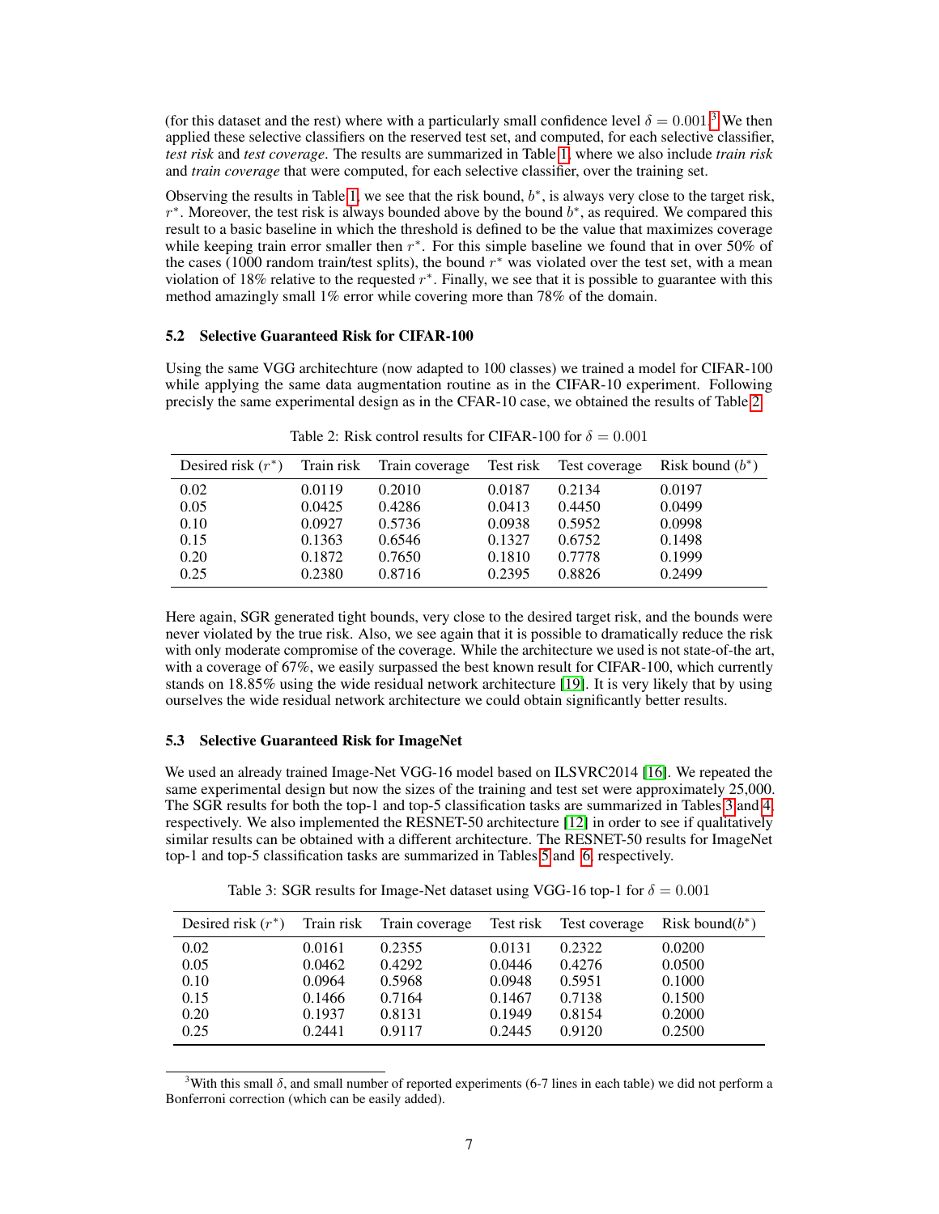(for this dataset and the rest) where with a particularly small confidence level $\delta = 0.001$.[3] We then applied these selective classifiers on the reserved test set, and computed, for each selective classifier, *test risk* and *test coverage*. The results are summarized in Table 1, where we also include *train risk* and *train coverage* that were computed, for each selective classifier, over the training set.

Observing the results in Table 1, we see that the risk bound, $b^*$, is always very close to the target risk, $r^*$. Moreover, the test risk is always bounded above by the bound $b^*$, as required. We compared this result to a basic baseline in which the threshold is defined to be the value that maximizes coverage while keeping train error smaller then $r^*$. For this simple baseline we found that in over 50% of the cases (1000 random train/test splits), the bound $r^*$ was violated over the test set, with a mean violation of 18% relative to the requested $r^*$. Finally, we see that it is possible to guarantee with this method amazingly small 1% error while covering more than 78% of the domain.

### 5.2 Selective Guaranteed Risk for CIFAR-100

Using the same VGG architechture (now adapted to 100 classes) we trained a model for CIFAR-100 while applying the same data augmentation routine as in the CIFAR-10 experiment. Following precisely the same experimental design as in the CFAR-10 case, we obtained the results of Table 2.

Table 2: Risk control results for CIFAR-100 for $\delta = 0.001$

| Desired risk ($r^*$) | Train risk | Train coverage | Test risk | Test coverage | Risk bound ($b^*$) |
|---|---|---|---|---|---|
| 0.02 | 0.0119 | 0.2010 | 0.0187 | 0.2134 | 0.0197 |
| 0.05 | 0.0425 | 0.4286 | 0.0413 | 0.4450 | 0.0499 |
| 0.10 | 0.0927 | 0.5736 | 0.0938 | 0.5952 | 0.0998 |
| 0.15 | 0.1363 | 0.6546 | 0.1327 | 0.6752 | 0.1498 |
| 0.20 | 0.1872 | 0.7650 | 0.1810 | 0.7778 | 0.1999 |
| 0.25 | 0.2380 | 0.8716 | 0.2395 | 0.8826 | 0.2499 |

Here again, SGR generated tight bounds, very close to the desired target risk, and the bounds were never violated by the true risk. Also, we see again that it is possible to dramatically reduce the risk with only moderate compromise of the coverage. While the architecture we used is not state-of-the art, with a coverage of 67%, we easily surpassed the best known result for CIFAR-100, which currently stands on 18.85% using the wide residual network architecture [19]. It is very likely that by using ourselves the wide residual network architecture we could obtain significantly better results.

### 5.3 Selective Guaranteed Risk for ImageNet

We used an already trained Image-Net VGG-16 model based on ILSVRC2014 [16]. We repeated the same experimental design but now the sizes of the training and test set were approximately 25,000. The SGR results for both the top-1 and top-5 classification tasks are summarized in Tables 3 and 4, respectively. We also implemented the RESNET-50 architecture [12] in order to see if qualitatively similar results can be obtained with a different architecture. The RESNET-50 results for ImageNet top-1 and top-5 classification tasks are summarized in Tables 5 and 6, respectively.

Table 3: SGR results for Image-Net dataset using VGG-16 top-1 for $\delta = 0.001$

| Desired risk ($r^*$) | Train risk | Train coverage | Test risk | Test coverage | Risk bound($b^*$) |
|---|---|---|---|---|---|
| 0.02 | 0.0161 | 0.2355 | 0.0131 | 0.2322 | 0.0200 |
| 0.05 | 0.0462 | 0.4292 | 0.0446 | 0.4276 | 0.0500 |
| 0.10 | 0.0964 | 0.5968 | 0.0948 | 0.5951 | 0.1000 |
| 0.15 | 0.1466 | 0.7164 | 0.1467 | 0.7138 | 0.1500 |
| 0.20 | 0.1937 | 0.8131 | 0.1949 | 0.8154 | 0.2000 |
| 0.25 | 0.2441 | 0.9117 | 0.2445 | 0.9120 | 0.2500 |

[3] With this small $\delta$, and small number of reported experiments (6-7 lines in each table) we did not perform a Bonferroni correction (which can be easily added).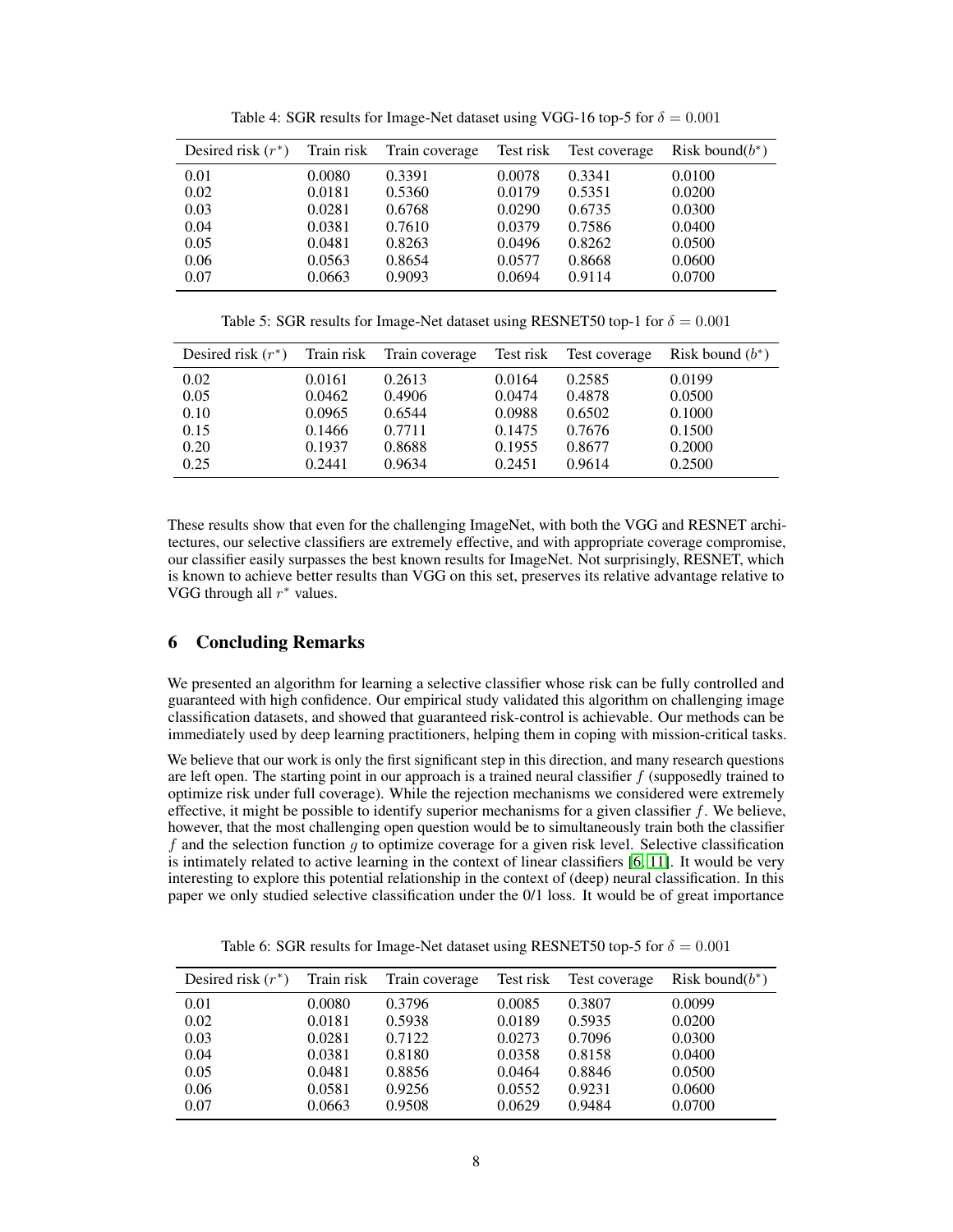Table 4: SGR results for Image-Net dataset using VGG-16 top-5 for $\delta = 0.001$

| Desired risk ($r^*$) | Train risk | Train coverage | Test risk | Test coverage | Risk bound($b^*$) |
|---|---|---|---|---|---|
| 0.01 | 0.0080 | 0.3391 | 0.0078 | 0.3341 | 0.0100 |
| 0.02 | 0.0181 | 0.5360 | 0.0179 | 0.5351 | 0.0200 |
| 0.03 | 0.0281 | 0.6768 | 0.0290 | 0.6735 | 0.0300 |
| 0.04 | 0.0381 | 0.7610 | 0.0379 | 0.7586 | 0.0400 |
| 0.05 | 0.0481 | 0.8263 | 0.0496 | 0.8262 | 0.0500 |
| 0.06 | 0.0563 | 0.8654 | 0.0577 | 0.8668 | 0.0600 |
| 0.07 | 0.0663 | 0.9093 | 0.0694 | 0.9114 | 0.0700 |

Table 5: SGR results for Image-Net dataset using RESNET50 top-1 for $\delta = 0.001$

| Desired risk ($r^*$) | Train risk | Train coverage | Test risk | Test coverage | Risk bound ($b^*$) |
|---|---|---|---|---|---|
| 0.02 | 0.0161 | 0.2613 | 0.0164 | 0.2585 | 0.0199 |
| 0.05 | 0.0462 | 0.4906 | 0.0474 | 0.4878 | 0.0500 |
| 0.10 | 0.0965 | 0.6544 | 0.0988 | 0.6502 | 0.1000 |
| 0.15 | 0.1466 | 0.7711 | 0.1475 | 0.7676 | 0.1500 |
| 0.20 | 0.1937 | 0.8688 | 0.1955 | 0.8677 | 0.2000 |
| 0.25 | 0.2441 | 0.9634 | 0.2451 | 0.9614 | 0.2500 |

These results show that even for the challenging ImageNet, with both the VGG and RESNET architectures, our selective classifiers are extremely effective, and with appropriate coverage compromise, our classifier easily surpasses the best known results for ImageNet. Not surprisingly, RESNET, which is known to achieve better results than VGG on this set, preserves its relative advantage relative to VGG through all $r^*$ values.

## 6 Concluding Remarks

We presented an algorithm for learning a selective classifier whose risk can be fully controlled and guaranteed with high confidence. Our empirical study validated this algorithm on challenging image classification datasets, and showed that guaranteed risk-control is achievable. Our methods can be immediately used by deep learning practitioners, helping them in coping with mission-critical tasks.

We believe that our work is only the first significant step in this direction, and many research questions are left open. The starting point in our approach is a trained neural classifier $f$ (supposedly trained to optimize risk under full coverage). While the rejection mechanisms we considered were extremely effective, it might be possible to identify superior mechanisms for a given classifier $f$. We believe, however, that the most challenging open question would be to simultaneously train both the classifier $f$ and the selection function $g$ to optimize coverage for a given risk level. Selective classification is intimately related to active learning in the context of linear classifiers [6, 11]. It would be very interesting to explore this potential relationship in the context of (deep) neural classification. In this paper we only studied selective classification under the 0/1 loss. It would be of great importance

Table 6: SGR results for Image-Net dataset using RESNET50 top-5 for $\delta = 0.001$

| Desired risk ($r^*$) | Train risk | Train coverage | Test risk | Test coverage | Risk bound($b^*$) |
|---|---|---|---|---|---|
| 0.01 | 0.0080 | 0.3796 | 0.0085 | 0.3807 | 0.0099 |
| 0.02 | 0.0181 | 0.5938 | 0.0189 | 0.5935 | 0.0200 |
| 0.03 | 0.0281 | 0.7122 | 0.0273 | 0.7096 | 0.0300 |
| 0.04 | 0.0381 | 0.8180 | 0.0358 | 0.8158 | 0.0400 |
| 0.05 | 0.0481 | 0.8856 | 0.0464 | 0.8846 | 0.0500 |
| 0.06 | 0.0581 | 0.9256 | 0.0552 | 0.9231 | 0.0600 |
| 0.07 | 0.0663 | 0.9508 | 0.0629 | 0.9484 | 0.0700 |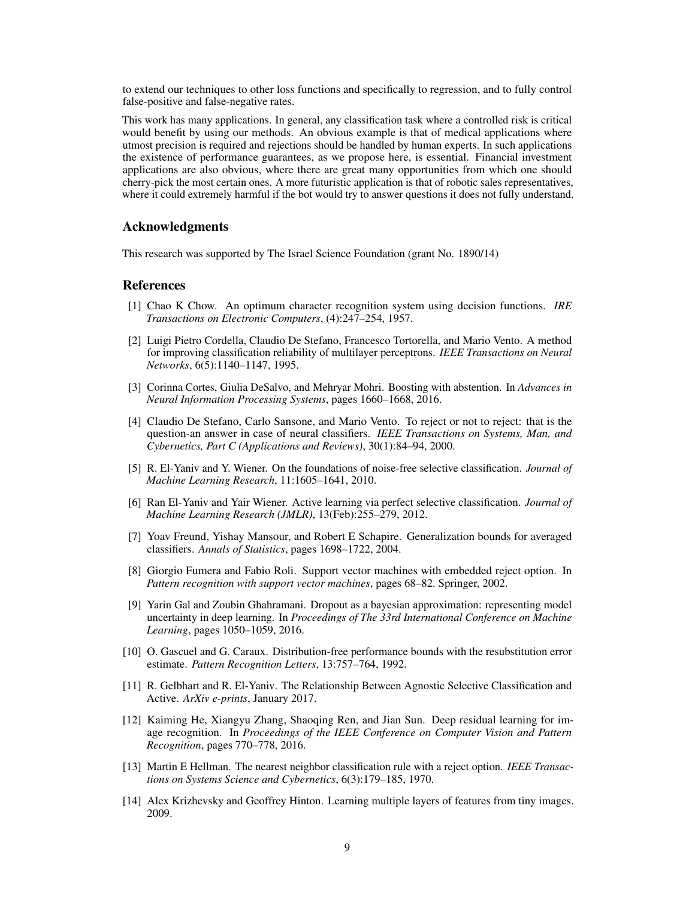to extend our techniques to other loss functions and specifically to regression, and to fully control false-positive and false-negative rates.

This work has many applications. In general, any classification task where a controlled risk is critical would benefit by using our methods. An obvious example is that of medical applications where utmost precision is required and rejections should be handled by human experts. In such applications the existence of performance guarantees, as we propose here, is essential. Financial investment applications are also obvious, where there are great many opportunities from which one should cherry-pick the most certain ones. A more futuristic application is that of robotic sales representatives, where it could extremely harmful if the bot would try to answer questions it does not fully understand.

## Acknowledgments

This research was supported by The Israel Science Foundation (grant No. 1890/14)

## References

[1] Chao K Chow. An optimum character recognition system using decision functions. *IRE Transactions on Electronic Computers*, (4):247–254, 1957.

[2] Luigi Pietro Cordella, Claudio De Stefano, Francesco Tortorella, and Mario Vento. A method for improving classification reliability of multilayer perceptrons. *IEEE Transactions on Neural Networks*, 6(5):1140–1147, 1995.

[3] Corinna Cortes, Giulia DeSalvo, and Mehryar Mohri. Boosting with abstention. In *Advances in Neural Information Processing Systems*, pages 1660–1668, 2016.

[4] Claudio De Stefano, Carlo Sansone, and Mario Vento. To reject or not to reject: that is the question-an answer in case of neural classifiers. *IEEE Transactions on Systems, Man, and Cybernetics, Part C (Applications and Reviews)*, 30(1):84–94, 2000.

[5] R. El-Yaniv and Y. Wiener. On the foundations of noise-free selective classification. *Journal of Machine Learning Research*, 11:1605–1641, 2010.

[6] Ran El-Yaniv and Yair Wiener. Active learning via perfect selective classification. *Journal of Machine Learning Research (JMLR)*, 13(Feb):255–279, 2012.

[7] Yoav Freund, Yishay Mansour, and Robert E Schapire. Generalization bounds for averaged classifiers. *Annals of Statistics*, pages 1698–1722, 2004.

[8] Giorgio Fumera and Fabio Roli. Support vector machines with embedded reject option. In *Pattern recognition with support vector machines*, pages 68–82. Springer, 2002.

[9] Yarin Gal and Zoubin Ghahramani. Dropout as a bayesian approximation: representing model uncertainty in deep learning. In *Proceedings of The 33rd International Conference on Machine Learning*, pages 1050–1059, 2016.

[10] O. Gascuel and G. Caraux. Distribution-free performance bounds with the resubstitution error estimate. *Pattern Recognition Letters*, 13:757–764, 1992.

[11] R. Gelbhart and R. El-Yaniv. The Relationship Between Agnostic Selective Classification and Active. *ArXiv e-prints*, January 2017.

[12] Kaiming He, Xiangyu Zhang, Shaoqing Ren, and Jian Sun. Deep residual learning for image recognition. In *Proceedings of the IEEE Conference on Computer Vision and Pattern Recognition*, pages 770–778, 2016.

[13] Martin E Hellman. The nearest neighbor classification rule with a reject option. *IEEE Transactions on Systems Science and Cybernetics*, 6(3):179–185, 1970.

[14] Alex Krizhevsky and Geoffrey Hinton. Learning multiple layers of features from tiny images. 2009.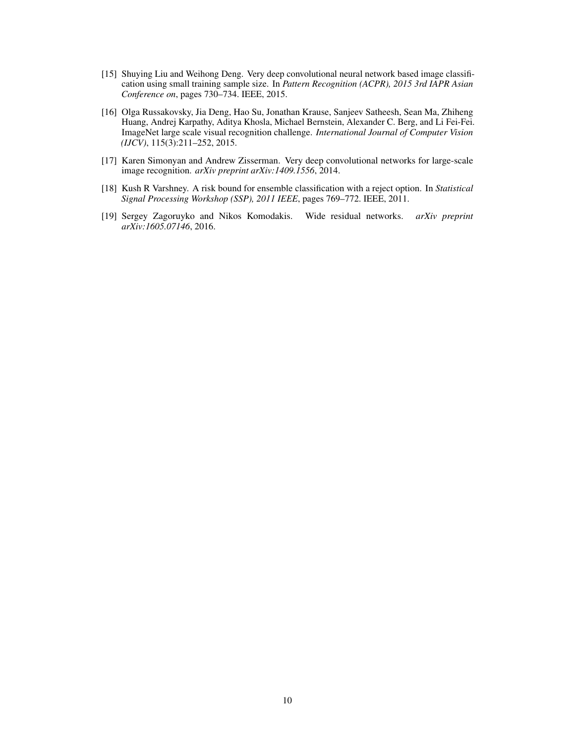[15] Shuying Liu and Weihong Deng. Very deep convolutional neural network based image classification using small training sample size. In *Pattern Recognition (ACPR), 2015 3rd IAPR Asian Conference on*, pages 730–734. IEEE, 2015.

[16] Olga Russakovsky, Jia Deng, Hao Su, Jonathan Krause, Sanjeev Satheesh, Sean Ma, Zhiheng Huang, Andrej Karpathy, Aditya Khosla, Michael Bernstein, Alexander C. Berg, and Li Fei-Fei. ImageNet large scale visual recognition challenge. *International Journal of Computer Vision (IJCV)*, 115(3):211–252, 2015.

[17] Karen Simonyan and Andrew Zisserman. Very deep convolutional networks for large-scale image recognition. *arXiv preprint arXiv:1409.1556*, 2014.

[18] Kush R Varshney. A risk bound for ensemble classification with a reject option. In *Statistical Signal Processing Workshop (SSP), 2011 IEEE*, pages 769–772. IEEE, 2011.

[19] Sergey Zagoruyko and Nikos Komodakis. Wide residual networks. *arXiv preprint arXiv:1605.07146*, 2016.